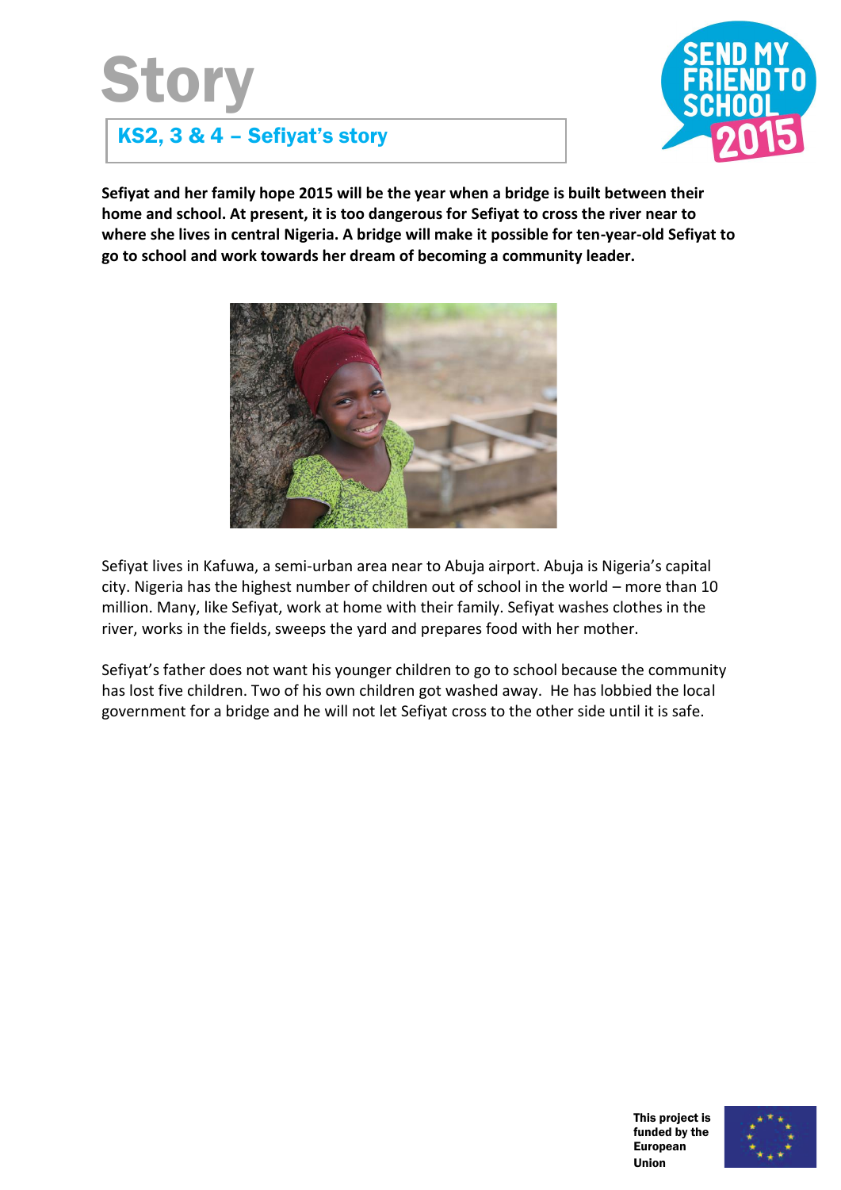# Story

## KS2, 3 & 4 – Sefiyat's story

**Sefiyat and her family hope 2015 will be the year when a bridge is built between their home and school. At present, it is too dangerous for Sefiyat to cross the river near to where she lives in central Nigeria. A bridge will make it possible for ten-year-old Sefiyat to go to school and work towards her dream of becoming a community leader.**

Sefiyat lives in Kafuwa, a semi-urban area near to Abuja airport. Abuja is Nigeria's capital city. Nigeria has the highest number of children out of school in the world – more than 10 million. Many, like Sefiyat, work at home with their family. Sefiyat washes clothes in the river, works in the fields, sweeps the yard and prepares food with her mother.

Sefiyat's father does not want his younger children to go to school because the community has lost five children. Two of his own children got washed away. He has lobbied the local government for a bridge and he will not let Sefiyat cross to the other side until it is safe.

This project is funded by the European Union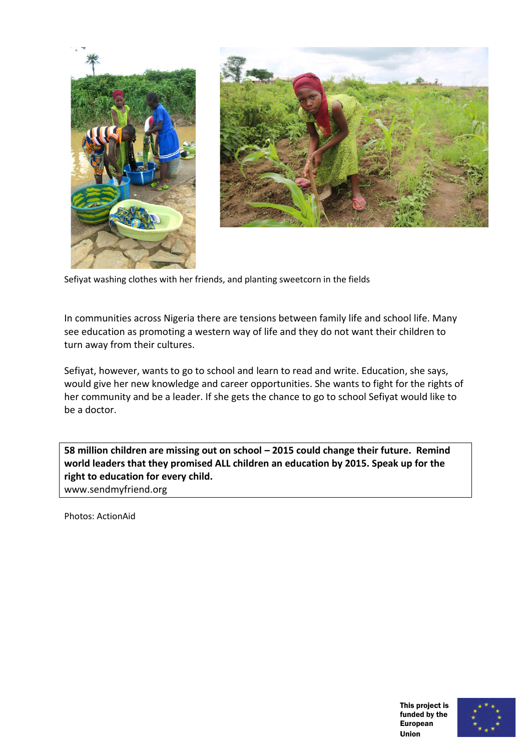Sefiyat washing clothes with her friends, and planting sweetcorn in the fields

In communities across Nigeria there are tensions between family life and school life. Many see education as promoting a western way of life and they do not want their children to turn away from their cultures.

Sefiyat, however, wants to go to school and learn to read and write. Education, she says, would give her new knowledge and career opportunities. She wants to fight for the rights of her community and be a leader. If she gets the chance to go to school Sefiyat would like to be a doctor.

**58 million children are missing out on school – 2015 could change their future. Remind world leaders that they promised ALL children an education by 2015. Speak up for the right to education for every child.**
www.sendmyfriend.org

Photos: ActionAid

**This project is funded by the European Union**